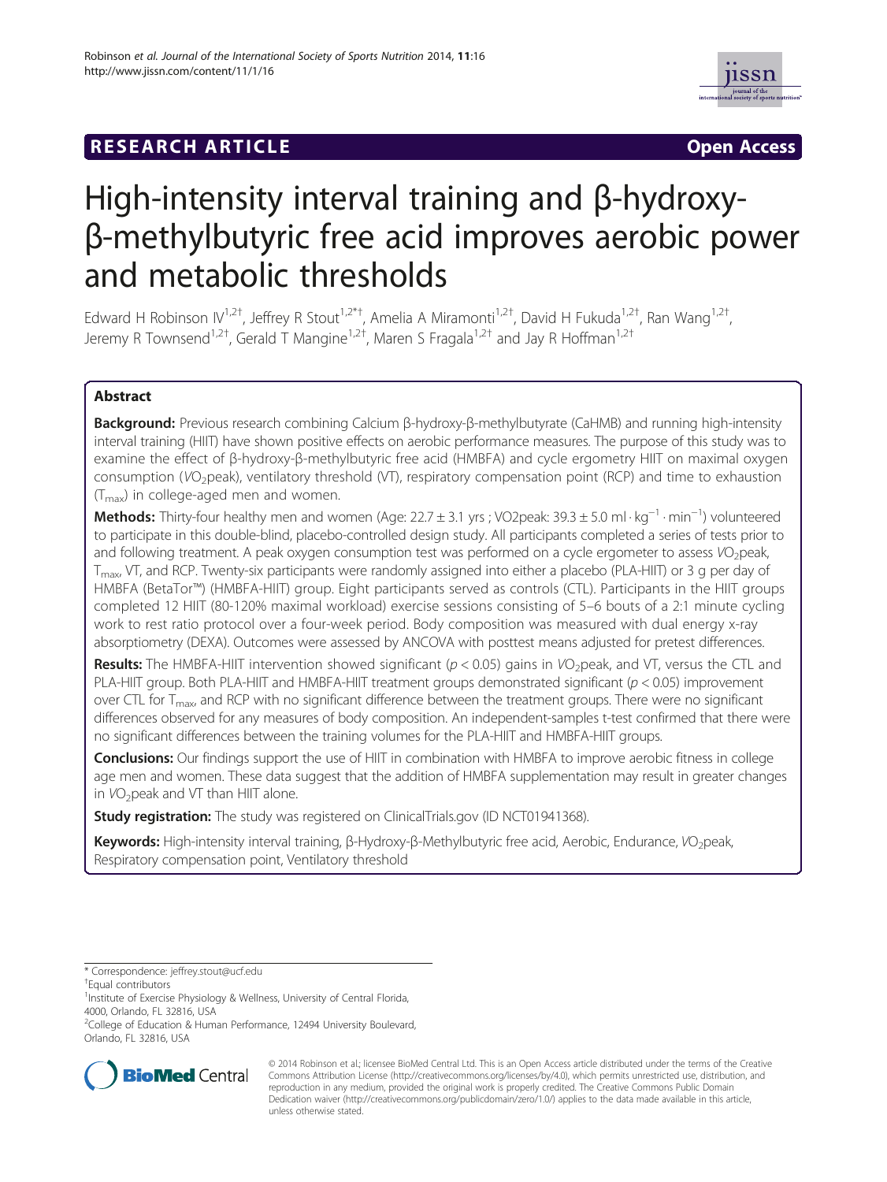**RESEARCH ARTICLE** **Open Access**

# High-intensity interval training and β-hydroxy-β-methylbutyric free acid improves aerobic power and metabolic thresholds

Edward H Robinson IV[1,2†], Jeffrey R Stout[1,2*†], Amelia A Miramonti[1,2†], David H Fukuda[1,2†], Ran Wang[1,2†], Jeremy R Townsend[1,2†], Gerald T Mangine[1,2†], Maren S Fragala[1,2†] and Jay R Hoffman[1,2†]

## Abstract

**Background:** Previous research combining Calcium β-hydroxy-β-methylbutyrate (CaHMB) and running high-intensity interval training (HIIT) have shown positive effects on aerobic performance measures. The purpose of this study was to examine the effect of β-hydroxy-β-methylbutyric free acid (HMBFA) and cycle ergometry HIIT on maximal oxygen consumption ($VO_2$peak), ventilatory threshold (VT), respiratory compensation point (RCP) and time to exhaustion ($T_{max}$) in college-aged men and women.

**Methods:** Thirty-four healthy men and women (Age: 22.7 ± 3.1 yrs ; VO2peak: 39.3 ± 5.0 ml · kg$^{-1}$ · min$^{-1}$) volunteered to participate in this double-blind, placebo-controlled design study. All participants completed a series of tests prior to and following treatment. A peak oxygen consumption test was performed on a cycle ergometer to assess $VO_2$peak, $T_{max}$, VT, and RCP. Twenty-six participants were randomly assigned into either a placebo (PLA-HIIT) or 3 g per day of HMBFA (BetaTor™) (HMBFA-HIIT) group. Eight participants served as controls (CTL). Participants in the HIIT groups completed 12 HIIT (80-120% maximal workload) exercise sessions consisting of 5–6 bouts of a 2:1 minute cycling work to rest ratio protocol over a four-week period. Body composition was measured with dual energy x-ray absorptiometry (DEXA). Outcomes were assessed by ANCOVA with posttest means adjusted for pretest differences.

**Results:** The HMBFA-HIIT intervention showed significant ($p < 0.05$) gains in $VO_2$peak, and VT, versus the CTL and PLA-HIIT group. Both PLA-HIIT and HMBFA-HIIT treatment groups demonstrated significant ($p < 0.05$) improvement over CTL for $T_{max}$, and RCP with no significant difference between the treatment groups. There were no significant differences observed for any measures of body composition. An independent-samples t-test confirmed that there were no significant differences between the training volumes for the PLA-HIIT and HMBFA-HIIT groups.

**Conclusions:** Our findings support the use of HIIT in combination with HMBFA to improve aerobic fitness in college age men and women. These data suggest that the addition of HMBFA supplementation may result in greater changes in $VO_2$peak and VT than HIIT alone.

**Study registration:** The study was registered on ClinicalTrials.gov (ID NCT01941368).

**Keywords:** High-intensity interval training, β-Hydroxy-β-Methylbutyric free acid, Aerobic, Endurance, $VO_2$peak, Respiratory compensation point, Ventilatory threshold

\* Correspondence: jeffrey.stout@ucf.edu
†Equal contributors
[1]Institute of Exercise Physiology & Wellness, University of Central Florida, 4000, Orlando, FL 32816, USA
[2]College of Education & Human Performance, 12494 University Boulevard, Orlando, FL 32816, USA

© 2014 Robinson et al.; licensee BioMed Central Ltd. This is an Open Access article distributed under the terms of the Creative Commons Attribution License (http://creativecommons.org/licenses/by/4.0), which permits unrestricted use, distribution, and reproduction in any medium, provided the original work is properly credited. The Creative Commons Public Domain Dedication waiver (http://creativecommons.org/publicdomain/zero/1.0/) applies to the data made available in this article, unless otherwise stated.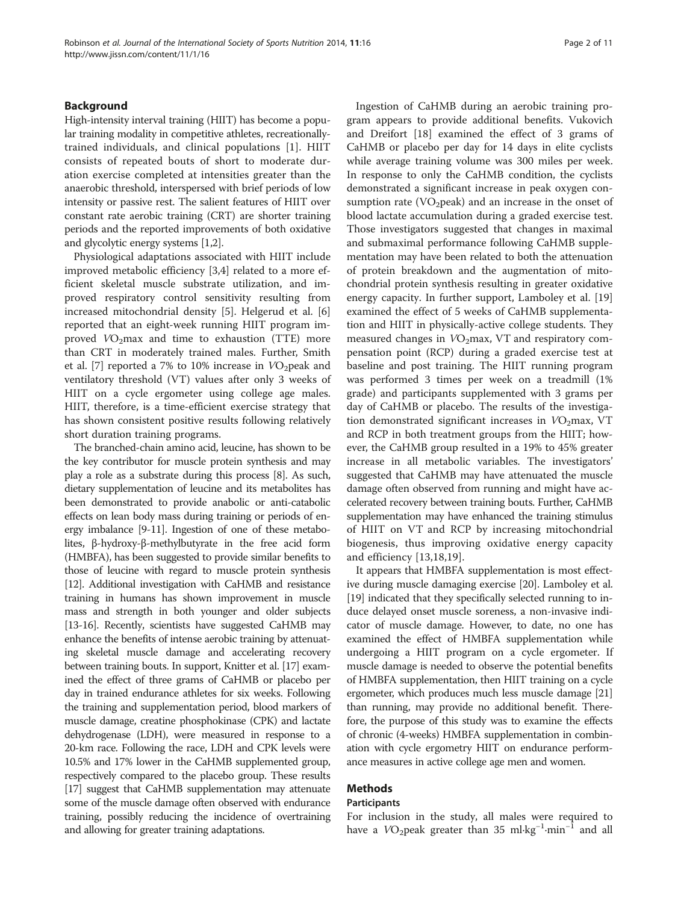## Background

High-intensity interval training (HIIT) has become a popular training modality in competitive athletes, recreationally-trained individuals, and clinical populations [1]. HIIT consists of repeated bouts of short to moderate duration exercise completed at intensities greater than the anaerobic threshold, interspersed with brief periods of low intensity or passive rest. The salient features of HIIT over constant rate aerobic training (CRT) are shorter training periods and the reported improvements of both oxidative and glycolytic energy systems [1,2].

Physiological adaptations associated with HIIT include improved metabolic efficiency [3,4] related to a more efficient skeletal muscle substrate utilization, and improved respiratory control sensitivity resulting from increased mitochondrial density [5]. Helgerud et al. [6] reported that an eight-week running HIIT program improved $VO_2$max and time to exhaustion (TTE) more than CRT in moderately trained males. Further, Smith et al. [7] reported a 7% to 10% increase in $VO_2$peak and ventilatory threshold (VT) values after only 3 weeks of HIIT on a cycle ergometer using college age males. HIIT, therefore, is a time-efficient exercise strategy that has shown consistent positive results following relatively short duration training programs.

The branched-chain amino acid, leucine, has shown to be the key contributor for muscle protein synthesis and may play a role as a substrate during this process [8]. As such, dietary supplementation of leucine and its metabolites has been demonstrated to provide anabolic or anti-catabolic effects on lean body mass during training or periods of energy imbalance [9-11]. Ingestion of one of these metabolites, β-hydroxy-β-methylbutyrate in the free acid form (HMBFA), has been suggested to provide similar benefits to those of leucine with regard to muscle protein synthesis [12]. Additional investigation with CaHMB and resistance training in humans has shown improvement in muscle mass and strength in both younger and older subjects [13-16]. Recently, scientists have suggested CaHMB may enhance the benefits of intense aerobic training by attenuating skeletal muscle damage and accelerating recovery between training bouts. In support, Knitter et al. [17] examined the effect of three grams of CaHMB or placebo per day in trained endurance athletes for six weeks. Following the training and supplementation period, blood markers of muscle damage, creatine phosphokinase (CPK) and lactate dehydrogenase (LDH), were measured in response to a 20-km race. Following the race, LDH and CPK levels were 10.5% and 17% lower in the CaHMB supplemented group, respectively compared to the placebo group. These results [17] suggest that CaHMB supplementation may attenuate some of the muscle damage often observed with endurance training, possibly reducing the incidence of overtraining and allowing for greater training adaptations.

Ingestion of CaHMB during an aerobic training program appears to provide additional benefits. Vukovich and Dreifort [18] examined the effect of 3 grams of CaHMB or placebo per day for 14 days in elite cyclists while average training volume was 300 miles per week. In response to only the CaHMB condition, the cyclists demonstrated a significant increase in peak oxygen consumption rate ($VO_2$peak) and an increase in the onset of blood lactate accumulation during a graded exercise test. Those investigators suggested that changes in maximal and submaximal performance following CaHMB supplementation may have been related to both the attenuation of protein breakdown and the augmentation of mitochondrial protein synthesis resulting in greater oxidative energy capacity. In further support, Lamboley et al. [19] examined the effect of 5 weeks of CaHMB supplementation and HIIT in physically-active college students. They measured changes in $VO_2$max, VT and respiratory compensation point (RCP) during a graded exercise test at baseline and post training. The HIIT running program was performed 3 times per week on a treadmill (1% grade) and participants supplemented with 3 grams per day of CaHMB or placebo. The results of the investigation demonstrated significant increases in $VO_2$max, VT and RCP in both treatment groups from the HIIT; however, the CaHMB group resulted in a 19% to 45% greater increase in all metabolic variables. The investigators' suggested that CaHMB may have attenuated the muscle damage often observed from running and might have accelerated recovery between training bouts. Further, CaHMB supplementation may have enhanced the training stimulus of HIIT on VT and RCP by increasing mitochondrial biogenesis, thus improving oxidative energy capacity and efficiency [13,18,19].

It appears that HMBFA supplementation is most effective during muscle damaging exercise [20]. Lamboley et al. [19] indicated that they specifically selected running to induce delayed onset muscle soreness, a non-invasive indicator of muscle damage. However, to date, no one has examined the effect of HMBFA supplementation while undergoing a HIIT program on a cycle ergometer. If muscle damage is needed to observe the potential benefits of HMBFA supplementation, then HIIT training on a cycle ergometer, which produces much less muscle damage [21] than running, may provide no additional benefit. Therefore, the purpose of this study was to examine the effects of chronic (4-weeks) HMBFA supplementation in combination with cycle ergometry HIIT on endurance performance measures in active college age men and women.

## Methods

### Participants

For inclusion in the study, all males were required to have a $VO_2$peak greater than 35 $ml \cdot kg^{-1} \cdot min^{-1}$ and all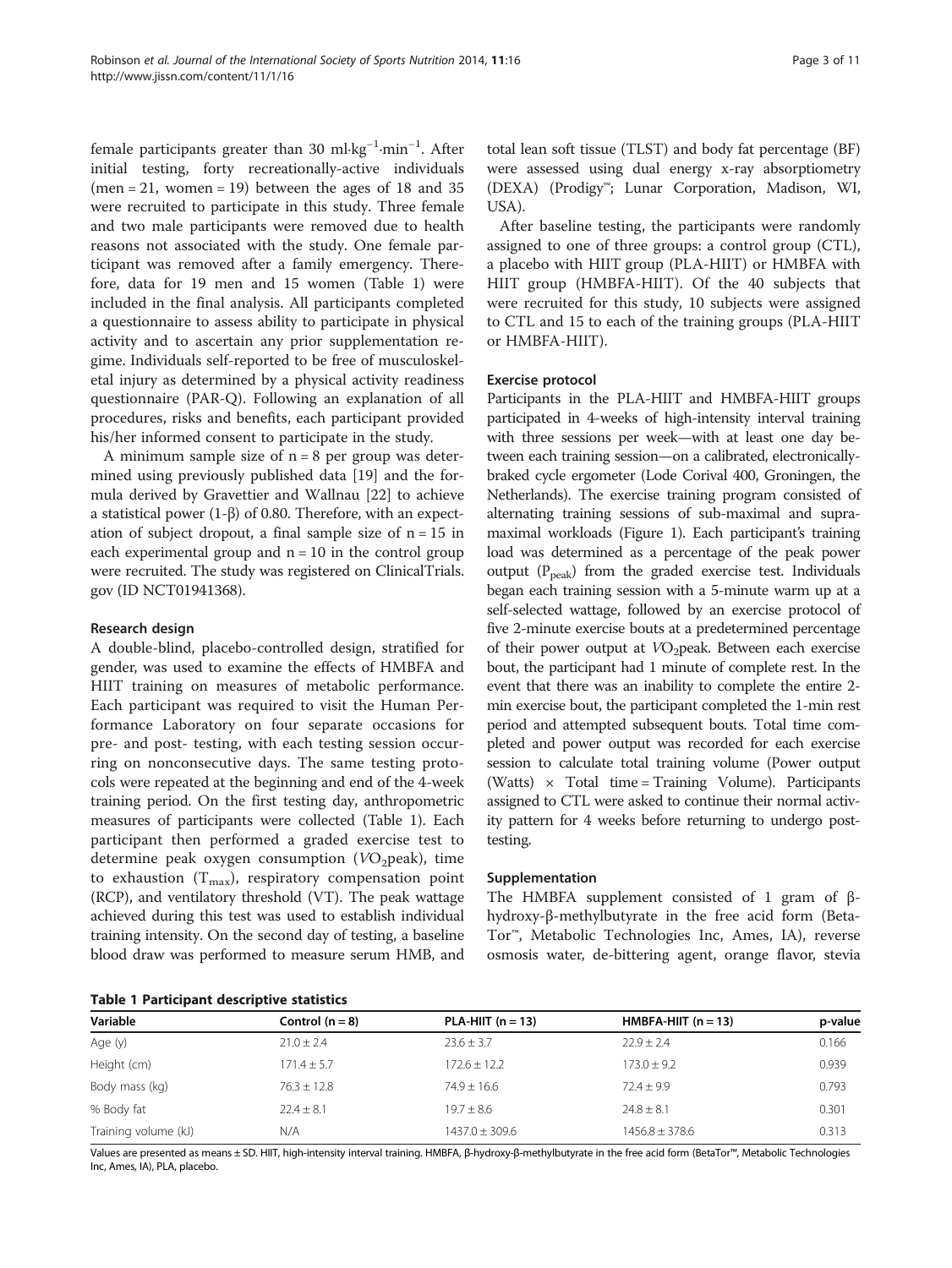female participants greater than 30 ml·kg$^{-1}$·min$^{-1}$. After initial testing, forty recreationally-active individuals (men = 21, women = 19) between the ages of 18 and 35 were recruited to participate in this study. Three female and two male participants were removed due to health reasons not associated with the study. One female participant was removed after a family emergency. Therefore, data for 19 men and 15 women (Table 1) were included in the final analysis. All participants completed a questionnaire to assess ability to participate in physical activity and to ascertain any prior supplementation regime. Individuals self-reported to be free of musculoskeletal injury as determined by a physical activity readiness questionnaire (PAR-Q). Following an explanation of all procedures, risks and benefits, each participant provided his/her informed consent to participate in the study.

A minimum sample size of n = 8 per group was determined using previously published data [19] and the formula derived by Gravettier and Wallnau [22] to achieve a statistical power (1-β) of 0.80. Therefore, with an expectation of subject dropout, a final sample size of n = 15 in each experimental group and n = 10 in the control group were recruited. The study was registered on ClinicalTrials.gov (ID NCT01941368).

### Research design

A double-blind, placebo-controlled design, stratified for gender, was used to examine the effects of HMBFA and HIIT training on measures of metabolic performance. Each participant was required to visit the Human Performance Laboratory on four separate occasions for pre- and post- testing, with each testing session occurring on nonconsecutive days. The same testing protocols were repeated at the beginning and end of the 4-week training period. On the first testing day, anthropometric measures of participants were collected (Table 1). Each participant then performed a graded exercise test to determine peak oxygen consumption ($VO_2$peak), time to exhaustion ($T_{max}$), respiratory compensation point (RCP), and ventilatory threshold (VT). The peak wattage achieved during this test was used to establish individual training intensity. On the second day of testing, a baseline blood draw was performed to measure serum HMB, and total lean soft tissue (TLST) and body fat percentage (BF) were assessed using dual energy x-ray absorptiometry (DEXA) (Prodigy™; Lunar Corporation, Madison, WI, USA).

After baseline testing, the participants were randomly assigned to one of three groups: a control group (CTL), a placebo with HIIT group (PLA-HIIT) or HMBFA with HIIT group (HMBFA-HIIT). Of the 40 subjects that were recruited for this study, 10 subjects were assigned to CTL and 15 to each of the training groups (PLA-HIIT or HMBFA-HIIT).

### Exercise protocol

Participants in the PLA-HIIT and HMBFA-HIIT groups participated in 4-weeks of high-intensity interval training with three sessions per week—with at least one day between each training session—on a calibrated, electronically-braked cycle ergometer (Lode Corival 400, Groningen, the Netherlands). The exercise training program consisted of alternating training sessions of sub-maximal and supra-maximal workloads (Figure 1). Each participant's training load was determined as a percentage of the peak power output ($P_{peak}$) from the graded exercise test. Individuals began each training session with a 5-minute warm up at a self-selected wattage, followed by an exercise protocol of five 2-minute exercise bouts at a predetermined percentage of their power output at $VO_2$peak. Between each exercise bout, the participant had 1 minute of complete rest. In the event that there was an inability to complete the entire 2-min exercise bout, the participant completed the 1-min rest period and attempted subsequent bouts. Total time completed and power output was recorded for each exercise session to calculate total training volume (Power output (Watts) × Total time = Training Volume). Participants assigned to CTL were asked to continue their normal activity pattern for 4 weeks before returning to undergo post-testing.

### Supplementation

The HMBFA supplement consisted of 1 gram of β-hydroxy-β-methylbutyrate in the free acid form (BetaTor™, Metabolic Technologies Inc, Ames, IA), reverse osmosis water, de-bittering agent, orange flavor, stevia

**Table 1 Participant descriptive statistics**

| Variable | Control (n = 8) | PLA-HIIT (n = 13) | HMBFA-HIIT (n = 13) | p-value |
|---|---|---|---|---|
| Age (y) | 21.0 ± 2.4 | 23.6 ± 3.7 | 22.9 ± 2.4 | 0.166 |
| Height (cm) | 171.4 ± 5.7 | 172.6 ± 12.2 | 173.0 ± 9.2 | 0.939 |
| Body mass (kg) | 76.3 ± 12.8 | 74.9 ± 16.6 | 72.4 ± 9.9 | 0.793 |
| % Body fat | 22.4 ± 8.1 | 19.7 ± 8.6 | 24.8 ± 8.1 | 0.301 |
| Training volume (kJ) | N/A | 1437.0 ± 309.6 | 1456.8 ± 378.6 | 0.313 |

Values are presented as means ± SD. HIIT, high-intensity interval training. HMBFA, β-hydroxy-β-methylbutyrate in the free acid form (BetaTor™, Metabolic Technologies Inc, Ames, IA), PLA, placebo.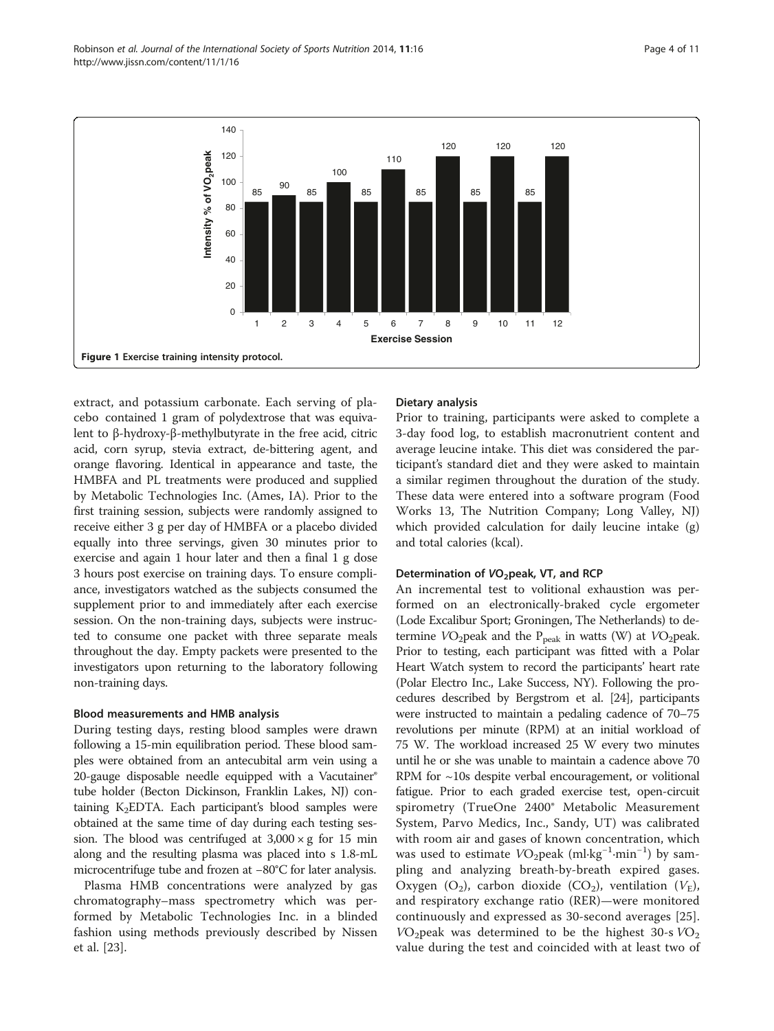Figure 1 Exercise training intensity protocol.

extract, and potassium carbonate. Each serving of placebo contained 1 gram of polydextrose that was equivalent to β-hydroxy-β-methylbutyrate in the free acid, citric acid, corn syrup, stevia extract, de-bittering agent, and orange flavoring. Identical in appearance and taste, the HMBFA and PL treatments were produced and supplied by Metabolic Technologies Inc. (Ames, IA). Prior to the first training session, subjects were randomly assigned to receive either 3 g per day of HMBFA or a placebo divided equally into three servings, given 30 minutes prior to exercise and again 1 hour later and then a final 1 g dose 3 hours post exercise on training days. To ensure compliance, investigators watched as the subjects consumed the supplement prior to and immediately after each exercise session. On the non-training days, subjects were instructed to consume one packet with three separate meals throughout the day. Empty packets were presented to the investigators upon returning to the laboratory following non-training days.

### Blood measurements and HMB analysis

During testing days, resting blood samples were drawn following a 15-min equilibration period. These blood samples were obtained from an antecubital arm vein using a 20-gauge disposable needle equipped with a Vacutainer® tube holder (Becton Dickinson, Franklin Lakes, NJ) containing $K_2EDTA$. Each participant's blood samples were obtained at the same time of day during each testing session. The blood was centrifuged at $3,000 \times g$ for 15 min along and the resulting plasma was placed into s 1.8-mL microcentrifuge tube and frozen at −80°C for later analysis.

Plasma HMB concentrations were analyzed by gas chromatography–mass spectrometry which was performed by Metabolic Technologies Inc. in a blinded fashion using methods previously described by Nissen et al. [23].

### Dietary analysis

Prior to training, participants were asked to complete a 3-day food log, to establish macronutrient content and average leucine intake. This diet was considered the participant's standard diet and they were asked to maintain a similar regimen throughout the duration of the study. These data were entered into a software program (Food Works 13, The Nutrition Company; Long Valley, NJ) which provided calculation for daily leucine intake (g) and total calories (kcal).

### Determination of $VO_2$peak, VT, and RCP

An incremental test to volitional exhaustion was performed on an electronically-braked cycle ergometer (Lode Excalibur Sport; Groningen, The Netherlands) to determine $VO_2$peak and the $P_{peak}$ in watts (W) at $VO_2$peak. Prior to testing, each participant was fitted with a Polar Heart Watch system to record the participants' heart rate (Polar Electro Inc., Lake Success, NY). Following the procedures described by Bergstrom et al. [24], participants were instructed to maintain a pedaling cadence of 70–75 revolutions per minute (RPM) at an initial workload of 75 W. The workload increased 25 W every two minutes until he or she was unable to maintain a cadence above 70 RPM for ~10s despite verbal encouragement, or volitional fatigue. Prior to each graded exercise test, open-circuit spirometry (TrueOne 2400® Metabolic Measurement System, Parvo Medics, Inc., Sandy, UT) was calibrated with room air and gases of known concentration, which was used to estimate $VO_2$peak ($ml \cdot kg^{-1} \cdot min^{-1}$) by sampling and analyzing breath-by-breath expired gases. Oxygen ($O_2$), carbon dioxide ($CO_2$), ventilation ($V_E$), and respiratory exchange ratio (RER)—were monitored continuously and expressed as 30-second averages [25]. $VO_2$peak was determined to be the highest 30-s $VO_2$ value during the test and coincided with at least two of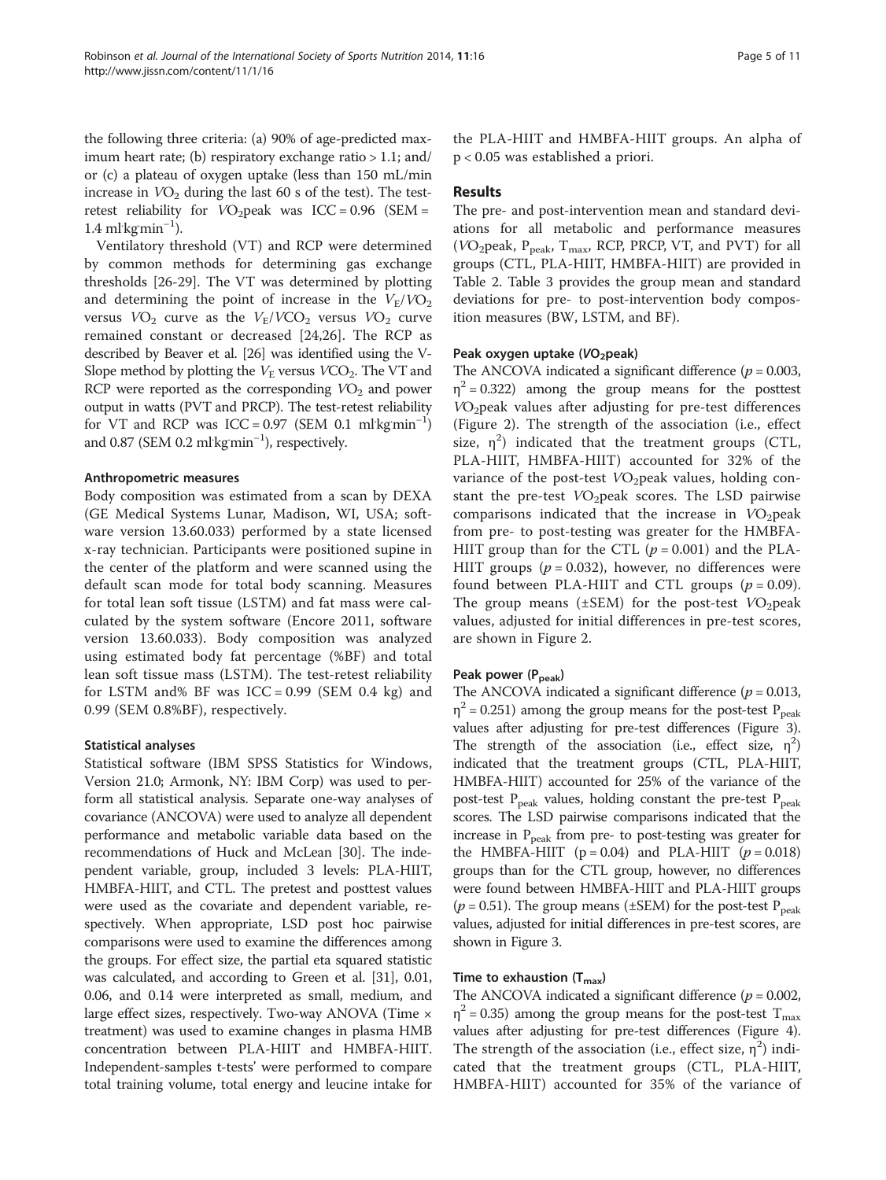the following three criteria: (a) 90% of age-predicted maximum heart rate; (b) respiratory exchange ratio > 1.1; and/or (c) a plateau of oxygen uptake (less than 150 mL/min increase in $VO_2$ during the last 60 s of the test). The test-retest reliability for $VO_2$peak was ICC = 0.96 (SEM = 1.4 ml·kg·min$^{-1}$).

Ventilatory threshold (VT) and RCP were determined by common methods for determining gas exchange thresholds [26-29]. The VT was determined by plotting and determining the point of increase in the $V_E/VO_2$ versus $VO_2$ curve as the $V_E/VCO_2$ versus $VO_2$ curve remained constant or decreased [24,26]. The RCP as described by Beaver et al. [26] was identified using the V-Slope method by plotting the $V_E$ versus $VCO_2$. The VT and RCP were reported as the corresponding $VO_2$ and power output in watts (PVT and PRCP). The test-retest reliability for VT and RCP was ICC = 0.97 (SEM 0.1 ml·kg·min$^{-1}$) and 0.87 (SEM 0.2 ml·kg·min$^{-1}$), respectively.

### Anthropometric measures

Body composition was estimated from a scan by DEXA (GE Medical Systems Lunar, Madison, WI, USA; software version 13.60.033) performed by a state licensed x-ray technician. Participants were positioned supine in the center of the platform and were scanned using the default scan mode for total body scanning. Measures for total lean soft tissue (LSTM) and fat mass were calculated by the system software (Encore 2011, software version 13.60.033). Body composition was analyzed using estimated body fat percentage (%BF) and total lean soft tissue mass (LSTM). The test-retest reliability for LSTM and% BF was ICC = 0.99 (SEM 0.4 kg) and 0.99 (SEM 0.8%BF), respectively.

### Statistical analyses

Statistical software (IBM SPSS Statistics for Windows, Version 21.0; Armonk, NY: IBM Corp) was used to perform all statistical analysis. Separate one-way analyses of covariance (ANCOVA) were used to analyze all dependent performance and metabolic variable data based on the recommendations of Huck and McLean [30]. The independent variable, group, included 3 levels: PLA-HIIT, HMBFA-HIIT, and CTL. The pretest and posttest values were used as the covariate and dependent variable, respectively. When appropriate, LSD post hoc pairwise comparisons were used to examine the differences among the groups. For effect size, the partial eta squared statistic was calculated, and according to Green et al. [31], 0.01, 0.06, and 0.14 were interpreted as small, medium, and large effect sizes, respectively. Two-way ANOVA (Time × treatment) was used to examine changes in plasma HMB concentration between PLA-HIIT and HMBFA-HIIT. Independent-samples t-tests' were performed to compare total training volume, total energy and leucine intake for the PLA-HIIT and HMBFA-HIIT groups. An alpha of $p < 0.05$ was established a priori.

## Results

The pre- and post-intervention mean and standard deviations for all metabolic and performance measures ($VO_2$peak, $P_{peak}$, $T_{max}$, RCP, PRCP, VT, and PVT) for all groups (CTL, PLA-HIIT, HMBFA-HIIT) are provided in Table 2. Table 3 provides the group mean and standard deviations for pre- to post-intervention body composition measures (BW, LSTM, and BF).

### Peak oxygen uptake ($VO_2$peak)

The ANCOVA indicated a significant difference ($p = 0.003$, $\eta^2 = 0.322$) among the group means for the posttest $VO_2$peak values after adjusting for pre-test differences (Figure 2). The strength of the association (i.e., effect size, $\eta^2$) indicated that the treatment groups (CTL, PLA-HIIT, HMBFA-HIIT) accounted for 32% of the variance of the post-test $VO_2$peak values, holding constant the pre-test $VO_2$peak scores. The LSD pairwise comparisons indicated that the increase in $VO_2$peak from pre- to post-testing was greater for the HMBFA-HIIT group than for the CTL ($p = 0.001$) and the PLA-HIIT groups ($p = 0.032$), however, no differences were found between PLA-HIIT and CTL groups ($p = 0.09$). The group means (±SEM) for the post-test $VO_2$peak values, adjusted for initial differences in pre-test scores, are shown in Figure 2.

### Peak power ($P_{peak}$)

The ANCOVA indicated a significant difference ($p = 0.013$, $\eta^2 = 0.251$) among the group means for the post-test $P_{peak}$ values after adjusting for pre-test differences (Figure 3). The strength of the association (i.e., effect size, $\eta^2$) indicated that the treatment groups (CTL, PLA-HIIT, HMBFA-HIIT) accounted for 25% of the variance of the post-test $P_{peak}$ values, holding constant the pre-test $P_{peak}$ scores. The LSD pairwise comparisons indicated that the increase in $P_{peak}$ from pre- to post-testing was greater for the HMBFA-HIIT ($p = 0.04$) and PLA-HIIT ($p = 0.018$) groups than for the CTL group, however, no differences were found between HMBFA-HIIT and PLA-HIIT groups ($p = 0.51$). The group means (±SEM) for the post-test $P_{peak}$ values, adjusted for initial differences in pre-test scores, are shown in Figure 3.

### Time to exhaustion ($T_{max}$)

The ANCOVA indicated a significant difference ($p = 0.002$, $\eta^2 = 0.35$) among the group means for the post-test $T_{max}$ values after adjusting for pre-test differences (Figure 4). The strength of the association (i.e., effect size, $\eta^2$) indicated that the treatment groups (CTL, PLA-HIIT, HMBFA-HIIT) accounted for 35% of the variance of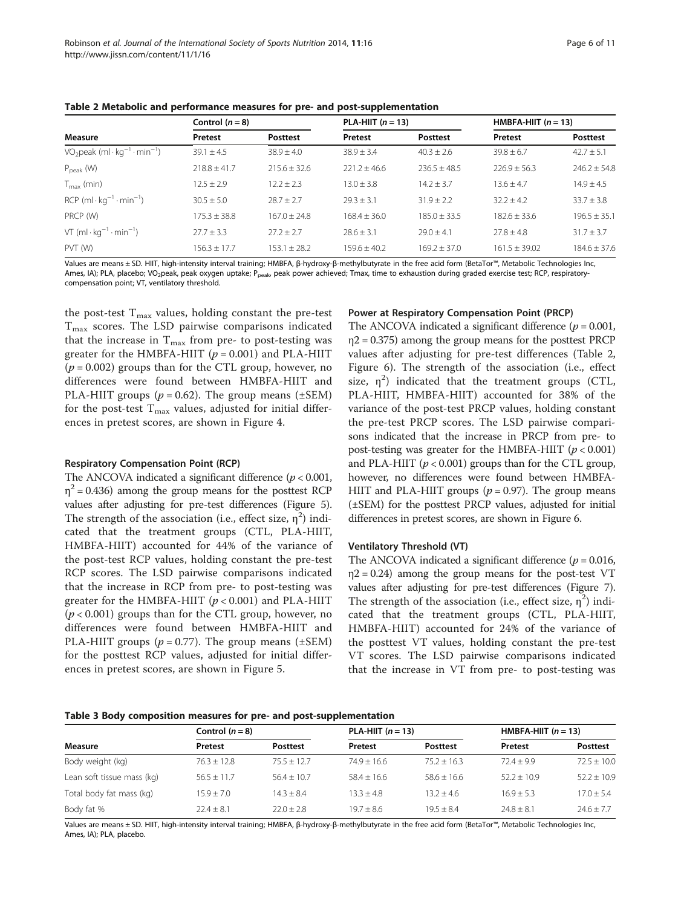**Table 2 Metabolic and performance measures for pre- and post-supplementation**

| Measure | Control ($n = 8$) | | PLA-HIIT ($n = 13$) | | HMBFA-HIIT ($n = 13$) | |
|---|---|---|---|---|---|---|
| | Pretest | Posttest | Pretest | Posttest | Pretest | Posttest |
| $VO_2$peak ($ml \cdot kg^{-1} \cdot min^{-1}$) | 39.1 ± 4.5 | 38.9 ± 4.0 | 38.9 ± 3.4 | 40.3 ± 2.6 | 39.8 ± 6.7 | 42.7 ± 5.1 |
| $P_{peak}$ (W) | 218.8 ± 41.7 | 215.6 ± 32.6 | 221.2 ± 46.6 | 236.5 ± 48.5 | 226.9 ± 56.3 | 246.2 ± 54.8 |
| $T_{max}$ (min) | 12.5 ± 2.9 | 12.2 ± 2.3 | 13.0 ± 3.8 | 14.2 ± 3.7 | 13.6 ± 4.7 | 14.9 ± 4.5 |
| RCP ($ml \cdot kg^{-1} \cdot min^{-1}$) | 30.5 ± 5.0 | 28.7 ± 2.7 | 29.3 ± 3.1 | 31.9 ± 2.2 | 32.2 ± 4.2 | 33.7 ± 3.8 |
| PRCP (W) | 175.3 ± 38.8 | 167.0 ± 24.8 | 168.4 ± 36.0 | 185.0 ± 33.5 | 182.6 ± 33.6 | 196.5 ± 35.1 |
| VT ($ml \cdot kg^{-1} \cdot min^{-1}$) | 27.7 ± 3.3 | 27.2 ± 2.7 | 28.6 ± 3.1 | 29.0 ± 4.1 | 27.8 ± 4.8 | 31.7 ± 3.7 |
| PVT (W) | 156.3 ± 17.7 | 153.1 ± 28.2 | 159.6 ± 40.2 | 169.2 ± 37.0 | 161.5 ± 39.02 | 184.6 ± 37.6 |

Values are means ± SD. HIIT, high-intensity interval training; HMBFA, β-hydroxy-β-methylbutyrate in the free acid form (BetaTor™, Metabolic Technologies Inc, Ames, IA); PLA, placebo; $VO_2$peak, peak oxygen uptake; $P_{peak}$, peak power achieved; Tmax, time to exhaustion during graded exercise test; RCP, respiratory-compensation point; VT, ventilatory threshold.

the post-test $T_{max}$ values, holding constant the pre-test $T_{max}$ scores. The LSD pairwise comparisons indicated that the increase in $T_{max}$ from pre- to post-testing was greater for the HMBFA-HIIT ($p = 0.001$) and PLA-HIIT ($p = 0.002$) groups than for the CTL group, however, no differences were found between HMBFA-HIIT and PLA-HIIT groups ($p = 0.62$). The group means (±SEM) for the post-test $T_{max}$ values, adjusted for initial differences in pretest scores, are shown in Figure 4.

#### Respiratory Compensation Point (RCP)

The ANCOVA indicated a significant difference ($p < 0.001$, $\eta^2 = 0.436$) among the group means for the posttest RCP values after adjusting for pre-test differences (Figure 5). The strength of the association (i.e., effect size, $\eta^2$) indicated that the treatment groups (CTL, PLA-HIIT, HMBFA-HIIT) accounted for 44% of the variance of the post-test RCP values, holding constant the pre-test RCP scores. The LSD pairwise comparisons indicated that the increase in RCP from pre- to post-testing was greater for the HMBFA-HIIT ($p < 0.001$) and PLA-HIIT ($p < 0.001$) groups than for the CTL group, however, no differences were found between HMBFA-HIIT and PLA-HIIT groups ($p = 0.77$). The group means (±SEM) for the posttest RCP values, adjusted for initial differences in pretest scores, are shown in Figure 5.

#### Power at Respiratory Compensation Point (PRCP)

The ANCOVA indicated a significant difference ($p = 0.001$, $\eta 2 = 0.375$) among the group means for the posttest PRCP values after adjusting for pre-test differences (Table 2, Figure 6). The strength of the association (i.e., effect size, $\eta^2$) indicated that the treatment groups (CTL, PLA-HIIT, HMBFA-HIIT) accounted for 38% of the variance of the post-test PRCP values, holding constant the pre-test PRCP scores. The LSD pairwise comparisons indicated that the increase in PRCP from pre- to post-testing was greater for the HMBFA-HIIT ($p < 0.001$) and PLA-HIIT ($p < 0.001$) groups than for the CTL group, however, no differences were found between HMBFA-HIIT and PLA-HIIT groups ($p = 0.97$). The group means (±SEM) for the posttest PRCP values, adjusted for initial differences in pretest scores, are shown in Figure 6.

#### Ventilatory Threshold (VT)

The ANCOVA indicated a significant difference ($p = 0.016$, $\eta 2 = 0.24$) among the group means for the post-test VT values after adjusting for pre-test differences (Figure 7). The strength of the association (i.e., effect size, $\eta^2$) indicated that the treatment groups (CTL, PLA-HIIT, HMBFA-HIIT) accounted for 24% of the variance of the posttest VT values, holding constant the pre-test VT scores. The LSD pairwise comparisons indicated that the increase in VT from pre- to post-testing was

**Table 3 Body composition measures for pre- and post-supplementation**

| Measure | Control ($n = 8$) | | PLA-HIIT ($n = 13$) | | HMBFA-HIIT ($n = 13$) | |
|---|---|---|---|---|---|---|
| | Pretest | Posttest | Pretest | Posttest | Pretest | Posttest |
| Body weight (kg) | 76.3 ± 12.8 | 75.5 ± 12.7 | 74.9 ± 16.6 | 75.2 ± 16.3 | 72.4 ± 9.9 | 72.5 ± 10.0 |
| Lean soft tissue mass (kg) | 56.5 ± 11.7 | 56.4 ± 10.7 | 58.4 ± 16.6 | 58.6 ± 16.6 | 52.2 ± 10.9 | 52.2 ± 10.9 |
| Total body fat mass (kg) | 15.9 ± 7.0 | 14.3 ± 8.4 | 13.3 ± 4.8 | 13.2 ± 4.6 | 16.9 ± 5.3 | 17.0 ± 5.4 |
| Body fat % | 22.4 ± 8.1 | 22.0 ± 2.8 | 19.7 ± 8.6 | 19.5 ± 8.4 | 24.8 ± 8.1 | 24.6 ± 7.7 |

Values are means ± SD. HIIT, high-intensity interval training; HMBFA, β-hydroxy-β-methylbutyrate in the free acid form (BetaTor™, Metabolic Technologies Inc, Ames, IA); PLA, placebo.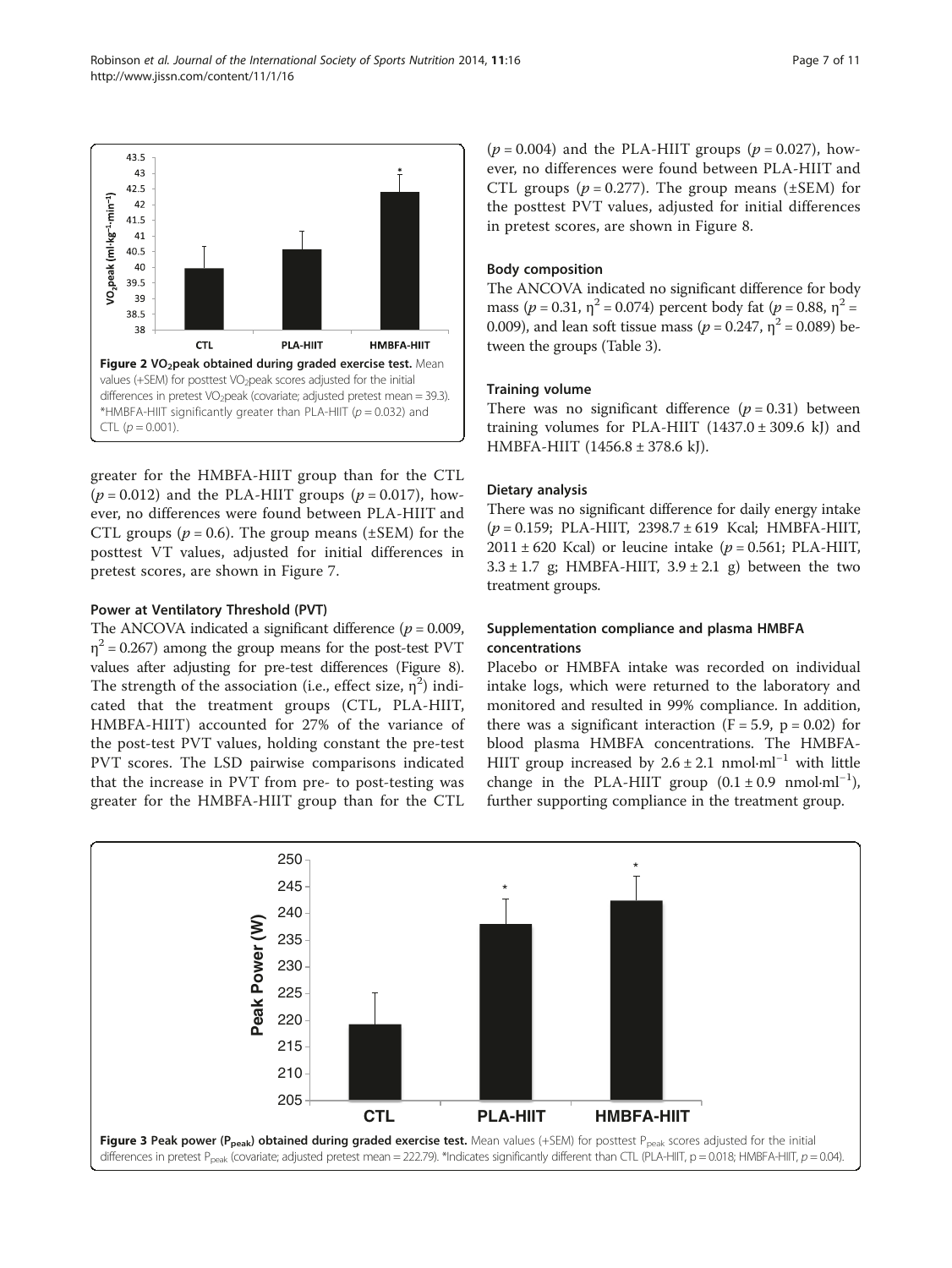Figure 2 $VO_2$peak obtained during graded exercise test. Mean values (+SEM) for posttest $VO_2$peak scores adjusted for the initial differences in pretest $VO_2$peak (covariate; adjusted pretest mean = 39.3). *HMBFA-HIIT significantly greater than PLA-HIIT ($p = 0.032$) and CTL ($p = 0.001$).

greater for the HMBFA-HIIT group than for the CTL ($p = 0.012$) and the PLA-HIIT groups ($p = 0.017$), however, no differences were found between PLA-HIIT and CTL groups ($p = 0.6$). The group means (±SEM) for the posttest VT values, adjusted for initial differences in pretest scores, are shown in Figure 7.

### Power at Ventilatory Threshold (PVT)

The ANCOVA indicated a significant difference ($p = 0.009$, $\eta^2 = 0.267$) among the group means for the post-test PVT values after adjusting for pre-test differences (Figure 8). The strength of the association (i.e., effect size, $\eta^2$) indicated that the treatment groups (CTL, PLA-HIIT, HMBFA-HIIT) accounted for 27% of the variance of the post-test PVT values, holding constant the pre-test PVT scores. The LSD pairwise comparisons indicated that the increase in PVT from pre- to post-testing was greater for the HMBFA-HIIT group than for the CTL ($p = 0.004$) and the PLA-HIIT groups ($p = 0.027$), however, no differences were found between PLA-HIIT and CTL groups ($p = 0.277$). The group means (±SEM) for the posttest PVT values, adjusted for initial differences in pretest scores, are shown in Figure 8.

### Body composition

The ANCOVA indicated no significant difference for body mass ($p = 0.31$, $\eta^2 = 0.074$) percent body fat ($p = 0.88$, $\eta^2 = 0.009$), and lean soft tissue mass ($p = 0.247$, $\eta^2 = 0.089$) between the groups (Table 3).

### Training volume

There was no significant difference ($p = 0.31$) between training volumes for PLA-HIIT (1437.0 ± 309.6 kJ) and HMBFA-HIIT (1456.8 ± 378.6 kJ).

### Dietary analysis

There was no significant difference for daily energy intake ($p = 0.159$; PLA-HIIT, 2398.7 ± 619 Kcal; HMBFA-HIIT, 2011 ± 620 Kcal) or leucine intake ($p = 0.561$; PLA-HIIT, 3.3 ± 1.7 g; HMBFA-HIIT, 3.9 ± 2.1 g) between the two treatment groups.

### Supplementation compliance and plasma HMBFA concentrations

Placebo or HMBFA intake was recorded on individual intake logs, which were returned to the laboratory and monitored and resulted in 99% compliance. In addition, there was a significant interaction ($F = 5.9$, $p = 0.02$) for blood plasma HMBFA concentrations. The HMBFA-HIIT group increased by 2.6 ± 2.1 $nmol{\cdot}ml^{-1}$ with little change in the PLA-HIIT group (0.1 ± 0.9 $nmol{\cdot}ml^{-1}$), further supporting compliance in the treatment group.

Figure 3 Peak power ($P_{peak}$) obtained during graded exercise test. Mean values (+SEM) for posttest $P_{peak}$ scores adjusted for the initial differences in pretest $P_{peak}$ (covariate; adjusted pretest mean = 222.79). *Indicates significantly different than CTL (PLA-HIIT, $p = 0.018$; HMBFA-HIIT, $p = 0.04$).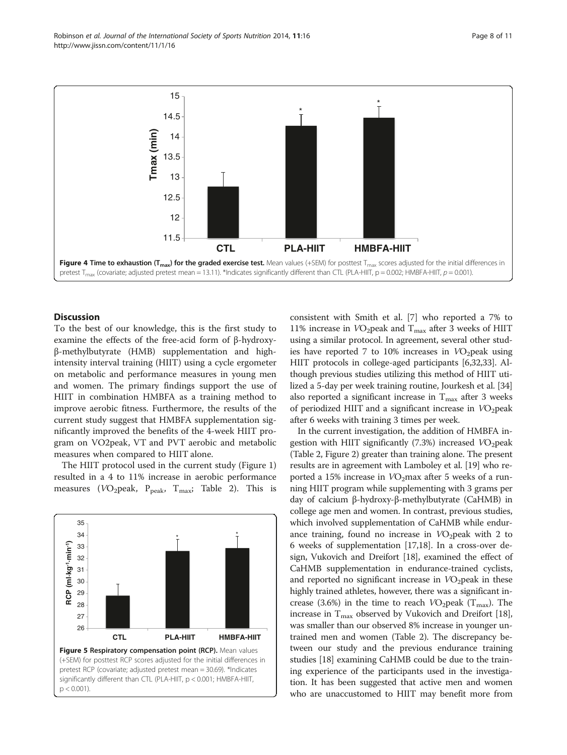Figure 4 Time to exhaustion ($T_{max}$) for the graded exercise test. Mean values (+SEM) for posttest $T_{max}$ scores adjusted for the initial differences in pretest $T_{max}$ (covariate; adjusted pretest mean = 13.11). *Indicates significantly different than CTL (PLA-HIIT, p = 0.002; HMBFA-HIIT, $p$ = 0.001).

## Discussion

To the best of our knowledge, this is the first study to examine the effects of the free-acid form of β-hydroxy-β-methylbutyrate (HMB) supplementation and high-intensity interval training (HIIT) using a cycle ergometer on metabolic and performance measures in young men and women. The primary findings support the use of HIIT in combination HMBFA as a training method to improve aerobic fitness. Furthermore, the results of the current study suggest that HMBFA supplementation significantly improved the benefits of the 4-week HIIT program on VO2peak, VT and PVT aerobic and metabolic measures when compared to HIIT alone.

The HIIT protocol used in the current study (Figure 1) resulted in a 4 to 11% increase in aerobic performance measures ($VO_2$peak, $P_{peak}$, $T_{max}$; Table 2). This is consistent with Smith et al. [7] who reported a 7% to 11% increase in $VO_2$peak and $T_{max}$ after 3 weeks of HIIT using a similar protocol. In agreement, several other studies have reported 7 to 10% increases in $VO_2$peak using HIIT protocols in college-aged participants [6,32,33]. Although previous studies utilizing this method of HIIT utilized a 5-day per week training routine, Jourkesh et al. [34] also reported a significant increase in $T_{max}$ after 3 weeks of periodized HIIT and a significant increase in $VO_2$peak after 6 weeks with training 3 times per week.

In the current investigation, the addition of HMBFA ingestion with HIIT significantly (7.3%) increased $VO_2$peak (Table 2, Figure 2) greater than training alone. The present results are in agreement with Lamboley et al. [19] who reported a 15% increase in $VO_2$max after 5 weeks of a running HIIT program while supplementing with 3 grams per day of calcium β-hydroxy-β-methylbutyrate (CaHMB) in college age men and women. In contrast, previous studies, which involved supplementation of CaHMB while endurance training, found no increase in $VO_2$peak with 2 to 6 weeks of supplementation [17,18]. In a cross-over design, Vukovich and Dreifort [18], examined the effect of CaHMB supplementation in endurance-trained cyclists, and reported no significant increase in $VO_2$peak in these highly trained athletes, however, there was a significant increase (3.6%) in the time to reach $VO_2$peak ($T_{max}$). The increase in $T_{max}$ observed by Vukovich and Dreifort [18], was smaller than our observed 8% increase in younger untrained men and women (Table 2). The discrepancy between our study and the previous endurance training studies [18] examining CaHMB could be due to the training experience of the participants used in the investigation. It has been suggested that active men and women who are unaccustomed to HIIT may benefit more from

Figure 5 Respiratory compensation point (RCP). Mean values (+SEM) for posttest RCP scores adjusted for the initial differences in pretest RCP (covariate; adjusted pretest mean = 30.69). *Indicates significantly different than CTL (PLA-HIIT, p < 0.001; HMBFA-HIIT, p < 0.001).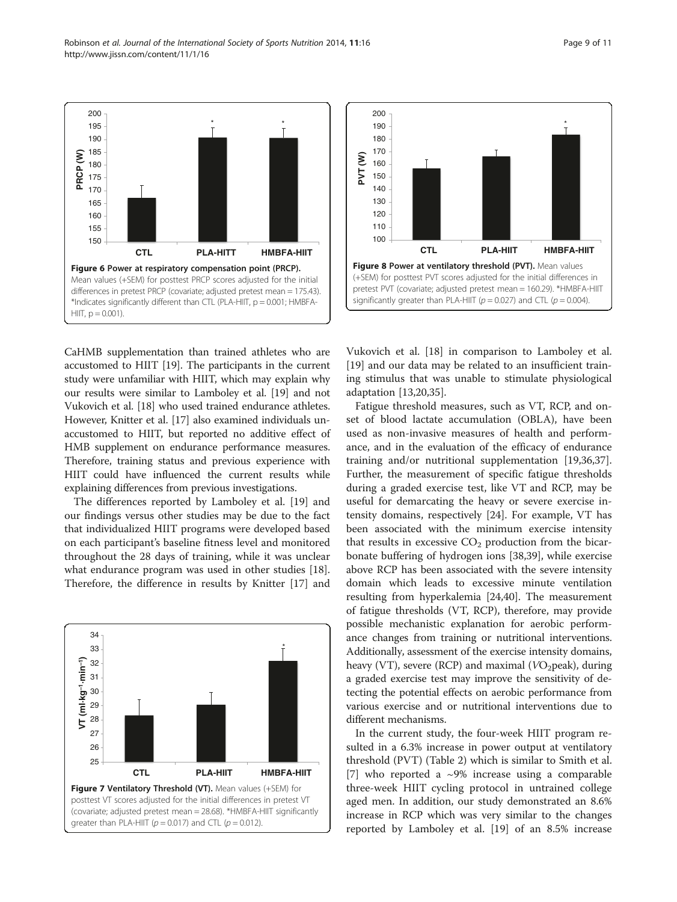Figure 6 Power at respiratory compensation point (PRCP). Mean values (+SEM) for posttest PRCP scores adjusted for the initial differences in pretest PRCP (covariate; adjusted pretest mean = 175.43). *Indicates significantly different than CTL (PLA-HIIT, p = 0.001; HMBFA-HIIT, p = 0.001).

Figure 8 Power at ventilatory threshold (PVT). Mean values (+SEM) for posttest PVT scores adjusted for the initial differences in pretest PVT (covariate; adjusted pretest mean = 160.29). *HMBFA-HIIT significantly greater than PLA-HIIT ($p = 0.027$) and CTL ($p = 0.004$).

CaHMB supplementation than trained athletes who are accustomed to HIIT [19]. The participants in the current study were unfamiliar with HIIT, which may explain why our results were similar to Lamboley et al. [19] and not Vukovich et al. [18] who used trained endurance athletes. However, Knitter et al. [17] also examined individuals unaccustomed to HIIT, but reported no additive effect of HMB supplement on endurance performance measures. Therefore, training status and previous experience with HIIT could have influenced the current results while explaining differences from previous investigations.

The differences reported by Lamboley et al. [19] and our findings versus other studies may be due to the fact that individualized HIIT programs were developed based on each participant's baseline fitness level and monitored throughout the 28 days of training, while it was unclear what endurance program was used in other studies [18]. Therefore, the difference in results by Knitter [17] and Vukovich et al. [18] in comparison to Lamboley et al. [19] and our data may be related to an insufficient training stimulus that was unable to stimulate physiological adaptation [13,20,35].

Figure 7 Ventilatory Threshold (VT). Mean values (+SEM) for posttest VT scores adjusted for the initial differences in pretest VT (covariate; adjusted pretest mean = 28.68). *HMBFA-HIIT significantly greater than PLA-HIIT ($p = 0.017$) and CTL ($p = 0.012$).

Fatigue threshold measures, such as VT, RCP, and onset of blood lactate accumulation (OBLA), have been used as non-invasive measures of health and performance, and in the evaluation of the efficacy of endurance training and/or nutritional supplementation [19,36,37]. Further, the measurement of specific fatigue thresholds during a graded exercise test, like VT and RCP, may be useful for demarcating the heavy or severe exercise intensity domains, respectively [24]. For example, VT has been associated with the minimum exercise intensity that results in excessive $CO_2$ production from the bicarbonate buffering of hydrogen ions [38,39], while exercise above RCP has been associated with the severe intensity domain which leads to excessive minute ventilation resulting from hyperkalemia [24,40]. The measurement of fatigue thresholds (VT, RCP), therefore, may provide possible mechanistic explanation for aerobic performance changes from training or nutritional interventions. Additionally, assessment of the exercise intensity domains, heavy (VT), severe (RCP) and maximal ($VO_2$peak), during a graded exercise test may improve the sensitivity of detecting the potential effects on aerobic performance from various exercise and or nutritional interventions due to different mechanisms.

In the current study, the four-week HIIT program resulted in a 6.3% increase in power output at ventilatory threshold (PVT) (Table 2) which is similar to Smith et al. [7] who reported a ~9% increase using a comparable three-week HIIT cycling protocol in untrained college aged men. In addition, our study demonstrated an 8.6% increase in RCP which was very similar to the changes reported by Lamboley et al. [19] of an 8.5% increase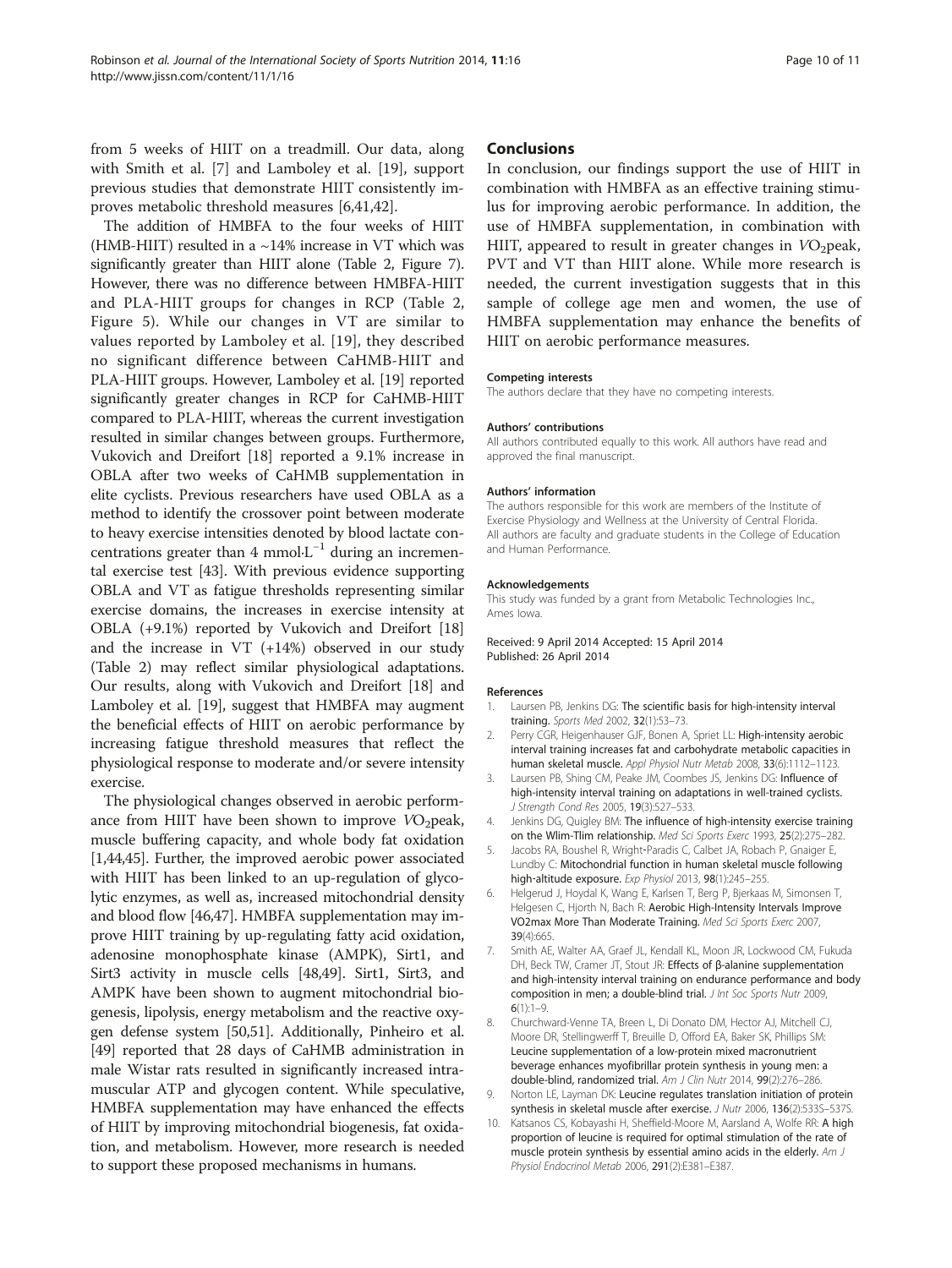from 5 weeks of HIIT on a treadmill. Our data, along with Smith et al. [7] and Lamboley et al. [19], support previous studies that demonstrate HIIT consistently improves metabolic threshold measures [6,41,42].

The addition of HMBFA to the four weeks of HIIT (HMB-HIIT) resulted in a ~14% increase in VT which was significantly greater than HIIT alone (Table 2, Figure 7). However, there was no difference between HMBFA-HIIT and PLA-HIIT groups for changes in RCP (Table 2, Figure 5). While our changes in VT are similar to values reported by Lamboley et al. [19], they described no significant difference between CaHMB-HIIT and PLA-HIIT groups. However, Lamboley et al. [19] reported significantly greater changes in RCP for CaHMB-HIIT compared to PLA-HIIT, whereas the current investigation resulted in similar changes between groups. Furthermore, Vukovich and Dreifort [18] reported a 9.1% increase in OBLA after two weeks of CaHMB supplementation in elite cyclists. Previous researchers have used OBLA as a method to identify the crossover point between moderate to heavy exercise intensities denoted by blood lactate concentrations greater than 4 $mmol{\cdot}L^{-1}$ during an incremental exercise test [43]. With previous evidence supporting OBLA and VT as fatigue thresholds representing similar exercise domains, the increases in exercise intensity at OBLA (+9.1%) reported by Vukovich and Dreifort [18] and the increase in VT (+14%) observed in our study (Table 2) may reflect similar physiological adaptations. Our results, along with Vukovich and Dreifort [18] and Lamboley et al. [19], suggest that HMBFA may augment the beneficial effects of HIIT on aerobic performance by increasing fatigue threshold measures that reflect the physiological response to moderate and/or severe intensity exercise.

The physiological changes observed in aerobic performance from HIIT have been shown to improve $VO_2$peak, muscle buffering capacity, and whole body fat oxidation [1,44,45]. Further, the improved aerobic power associated with HIIT has been linked to an up-regulation of glycolytic enzymes, as well as, increased mitochondrial density and blood flow [46,47]. HMBFA supplementation may improve HIIT training by up-regulating fatty acid oxidation, adenosine monophosphate kinase (AMPK), Sirt1, and Sirt3 activity in muscle cells [48,49]. Sirt1, Sirt3, and AMPK have been shown to augment mitochondrial biogenesis, lipolysis, energy metabolism and the reactive oxygen defense system [50,51]. Additionally, Pinheiro et al. [49] reported that 28 days of CaHMB administration in male Wistar rats resulted in significantly increased intramuscular ATP and glycogen content. While speculative, HMBFA supplementation may have enhanced the effects of HIIT by improving mitochondrial biogenesis, fat oxidation, and metabolism. However, more research is needed to support these proposed mechanisms in humans.

## Conclusions

In conclusion, our findings support the use of HIIT in combination with HMBFA as an effective training stimulus for improving aerobic performance. In addition, the use of HMBFA supplementation, in combination with HIIT, appeared to result in greater changes in $VO_2$peak, PVT and VT than HIIT alone. While more research is needed, the current investigation suggests that in this sample of college age men and women, the use of HMBFA supplementation may enhance the benefits of HIIT on aerobic performance measures.

#### Competing interests

The authors declare that they have no competing interests.

#### Authors' contributions

All authors contributed equally to this work. All authors have read and approved the final manuscript.

#### Authors' information

The authors responsible for this work are members of the Institute of Exercise Physiology and Wellness at the University of Central Florida. All authors are faculty and graduate students in the College of Education and Human Performance.

#### Acknowledgements

This study was funded by a grant from Metabolic Technologies Inc., Ames Iowa.

Received: 9 April 2014 Accepted: 15 April 2014
Published: 26 April 2014

#### References

1. Laursen PB, Jenkins DG: **The scientific basis for high-intensity interval training.** *Sports Med* 2002, **32**(1):53–73.
2. Perry CGR, Heigenhauser GJF, Bonen A, Spriet LL: **High-intensity aerobic interval training increases fat and carbohydrate metabolic capacities in human skeletal muscle.** *Appl Physiol Nutr Metab* 2008, **33**(6):1112–1123.
3. Laursen PB, Shing CM, Peake JM, Coombes JS, Jenkins DG: **Influence of high-intensity interval training on adaptations in well-trained cyclists.** *J Strength Cond Res* 2005, **19**(3):527–533.
4. Jenkins DG, Quigley BM: **The influence of high-intensity exercise training on the Wlim-Tlim relationship.** *Med Sci Sports Exerc* 1993, **25**(2):275–282.
5. Jacobs RA, Boushel R, Wright-Paradis C, Calbet JA, Robach P, Gnaiger E, Lundby C: **Mitochondrial function in human skeletal muscle following high-altitude exposure.** *Exp Physiol* 2013, **98**(1):245–255.
6. Helgerud J, Hoydal K, Wang E, Karlsen T, Berg P, Bjerkaas M, Simonsen T, Helgesen C, Hjorth N, Bach R: **Aerobic High-Intensity Intervals Improve VO2max More Than Moderate Training.** *Med Sci Sports Exerc* 2007, **39**(4):665.
7. Smith AE, Walter AA, Graef JL, Kendall KL, Moon JR, Lockwood CM, Fukuda DH, Beck TW, Cramer JT, Stout JR: **Effects of β-alanine supplementation and high-intensity interval training on endurance performance and body composition in men; a double-blind trial.** *J Int Soc Sports Nutr* 2009, **6**(1):1–9.
8. Churchward-Venne TA, Breen L, Di Donato DM, Hector AJ, Mitchell CJ, Moore DR, Stellingwerff T, Breuille D, Offord EA, Baker SK, Phillips SM: **Leucine supplementation of a low-protein mixed macronutrient beverage enhances myofibrillar protein synthesis in young men: a double-blind, randomized trial.** *Am J Clin Nutr* 2014, **99**(2):276–286.
9. Norton LE, Layman DK: **Leucine regulates translation initiation of protein synthesis in skeletal muscle after exercise.** *J Nutr* 2006, **136**(2):533S–537S.
10. Katsanos CS, Kobayashi H, Sheffield-Moore M, Aarsland A, Wolfe RR: **A high proportion of leucine is required for optimal stimulation of the rate of muscle protein synthesis by essential amino acids in the elderly.** *Am J Physiol Endocrinol Metab* 2006, **291**(2):E381–E387.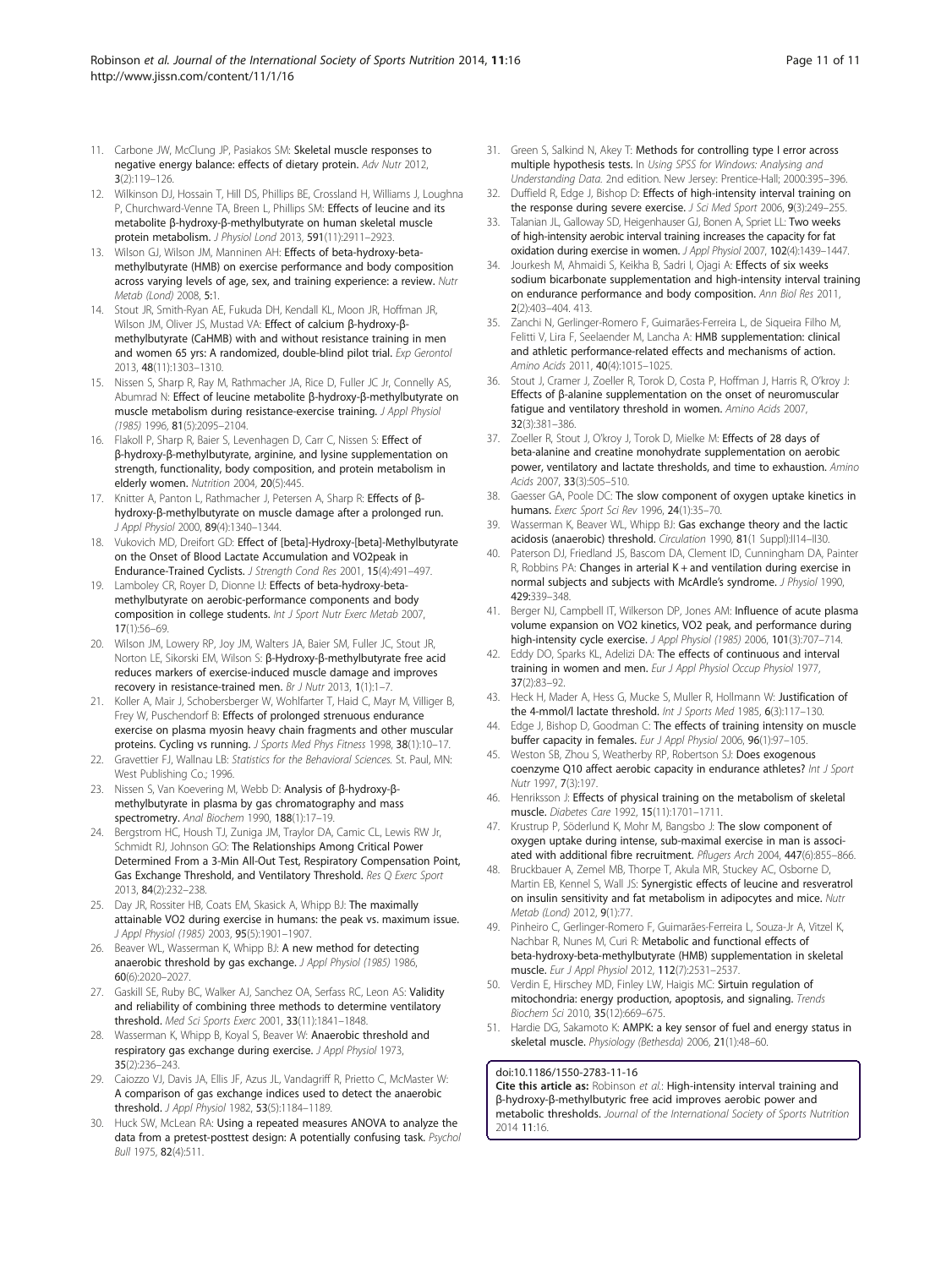11. Carbone JW, McClung JP, Pasiakos SM: **Skeletal muscle responses to negative energy balance: effects of dietary protein.** *Adv Nutr* 2012, **3**(2):119–126.
12. Wilkinson DJ, Hossain T, Hill DS, Phillips BE, Crossland H, Williams J, Loughna P, Churchward-Venne TA, Breen L, Phillips SM: **Effects of leucine and its metabolite β-hydroxy-β-methylbutyrate on human skeletal muscle protein metabolism.** *J Physiol Lond* 2013, **591**(11):2911–2923.
13. Wilson GJ, Wilson JM, Manninen AH: **Effects of beta-hydroxy-beta-methylbutyrate (HMB) on exercise performance and body composition across varying levels of age, sex, and training experience: a review.** *Nutr Metab (Lond)* 2008, **5**:1.
14. Stout JR, Smith-Ryan AE, Fukuda DH, Kendall KL, Moon JR, Hoffman JR, Wilson JM, Oliver JS, Mustad VA: **Effect of calcium β-hydroxy-β-methylbutyrate (CaHMB) with and without resistance training in men and women 65 yrs: A randomized, double-blind pilot trial.** *Exp Gerontol* 2013, **48**(11):1303–1310.
15. Nissen S, Sharp R, Ray M, Rathmacher JA, Rice D, Fuller JC Jr, Connelly AS, Abumrad N: **Effect of leucine metabolite β-hydroxy-β-methylbutyrate on muscle metabolism during resistance-exercise training.** *J Appl Physiol (1985)* 1996, **81**(5):2095–2104.
16. Flakoll P, Sharp R, Baier S, Levenhagen D, Carr C, Nissen S: **Effect of β-hydroxy-β-methylbutyrate, arginine, and lysine supplementation on strength, functionality, body composition, and protein metabolism in elderly women.** *Nutrition* 2004, **20**(5):445.
17. Knitter A, Panton L, Rathmacher J, Petersen A, Sharp R: **Effects of β-hydroxy-β-methylbutyrate on muscle damage after a prolonged run.** *J Appl Physiol* 2000, **89**(4):1340–1344.
18. Vukovich MD, Dreifort GD: **Effect of [beta]-Hydroxy-[beta]-Methylbutyrate on the Onset of Blood Lactate Accumulation and VO2peak in Endurance-Trained Cyclists.** *J Strength Cond Res* 2001, **15**(4):491–497.
19. Lamboley CR, Royer D, Dionne IJ: **Effects of beta-hydroxy-beta-methylbutyrate on aerobic-performance components and body composition in college students.** *Int J Sport Nutr Exerc Metab* 2007, **17**(1):56–69.
20. Wilson JM, Lowery RP, Joy JM, Walters JA, Baier SM, Fuller JC, Stout JR, Norton LE, Sikorski EM, Wilson S: **β-Hydroxy-β-methylbutyrate free acid reduces markers of exercise-induced muscle damage and improves recovery in resistance-trained men.** *Br J Nutr* 2013, **1**(1):1–7.
21. Koller A, Mair J, Schobersberger W, Wohlfarter T, Haid C, Mayr M, Villiger B, Frey W, Puschendorf B: **Effects of prolonged strenuous endurance exercise on plasma myosin heavy chain fragments and other muscular proteins. Cycling vs running.** *J Sports Med Phys Fitness* 1998, **38**(1):10–17.
22. Gravettier FJ, Wallnau LB: *Statistics for the Behavioral Sciences.* St. Paul, MN: West Publishing Co.; 1996.
23. Nissen S, Van Koevering M, Webb D: **Analysis of β-hydroxy-β-methylbutyrate in plasma by gas chromatography and mass spectrometry.** *Anal Biochem* 1990, **188**(1):17–19.
24. Bergstrom HC, Housh TJ, Zuniga JM, Traylor DA, Camic CL, Lewis RW Jr, Schmidt RJ, Johnson GO: **The Relationships Among Critical Power Determined From a 3-Min All-Out Test, Respiratory Compensation Point, Gas Exchange Threshold, and Ventilatory Threshold.** *Res Q Exerc Sport* 2013, **84**(2):232–238.
25. Day JR, Rossiter HB, Coats EM, Skasick A, Whipp BJ: **The maximally attainable VO2 during exercise in humans: the peak vs. maximum issue.** *J Appl Physiol (1985)* 2003, **95**(5):1901–1907.
26. Beaver WL, Wasserman K, Whipp BJ: **A new method for detecting anaerobic threshold by gas exchange.** *J Appl Physiol (1985)* 1986, **60**(6):2020–2027.
27. Gaskill SE, Ruby BC, Walker AJ, Sanchez OA, Serfass RC, Leon AS: **Validity and reliability of combining three methods to determine ventilatory threshold.** *Med Sci Sports Exerc* 2001, **33**(11):1841–1848.
28. Wasserman K, Whipp B, Koyal S, Beaver W: **Anaerobic threshold and respiratory gas exchange during exercise.** *J Appl Physiol* 1973, **35**(2):236–243.
29. Caiozzo VJ, Davis JA, Ellis JF, Azus JL, Vandagriff R, Prietto C, McMaster W: **A comparison of gas exchange indices used to detect the anaerobic threshold.** *J Appl Physiol* 1982, **53**(5):1184–1189.
30. Huck SW, McLean RA: **Using a repeated measures ANOVA to analyze the data from a pretest-posttest design: A potentially confusing task.** *Psychol Bull* 1975, **82**(4):511.
31. Green S, Salkind N, Akey T: **Methods for controlling type I error across multiple hypothesis tests.** In *Using SPSS for Windows: Analysing and Understanding Data.* 2nd edition. New Jersey: Prentice-Hall; 2000:395–396.
32. Duffield R, Edge J, Bishop D: **Effects of high-intensity interval training on the response during severe exercise.** *J Sci Med Sport* 2006, **9**(3):249–255.
33. Talanian JL, Galloway SD, Heigenhauser GJ, Bonen A, Spriet LL: **Two weeks of high-intensity aerobic interval training increases the capacity for fat oxidation during exercise in women.** *J Appl Physiol* 2007, **102**(4):1439–1447.
34. Jourkesh M, Ahmaidi S, Keikha B, Sadri I, Ojagi A: **Effects of six weeks sodium bicarbonate supplementation and high-intensity interval training on endurance performance and body composition.** *Ann Biol Res* 2011, **2**(2):403–404. 413.
35. Zanchi N, Gerlinger-Romero F, Guimarães-Ferreira L, de Siqueira Filho M, Felitti V, Lira F, Seelaender M, Lancha A: **HMB supplementation: clinical and athletic performance-related effects and mechanisms of action.** *Amino Acids* 2011, **40**(4):1015–1025.
36. Stout J, Cramer J, Zoeller R, Torok D, Costa P, Hoffman J, Harris R, O'kroy J: **Effects of β-alanine supplementation on the onset of neuromuscular fatigue and ventilatory threshold in women.** *Amino Acids* 2007, **32**(3):381–386.
37. Zoeller R, Stout J, O'kroy J, Torok D, Mielke M: **Effects of 28 days of beta-alanine and creatine monohydrate supplementation on aerobic power, ventilatory and lactate thresholds, and time to exhaustion.** *Amino Acids* 2007, **33**(3):505–510.
38. Gaesser GA, Poole DC: **The slow component of oxygen uptake kinetics in humans.** *Exerc Sport Sci Rev* 1996, **24**(1):35–70.
39. Wasserman K, Beaver WL, Whipp BJ: **Gas exchange theory and the lactic acidosis (anaerobic) threshold.** *Circulation* 1990, **81**(1 Suppl):II14–II30.
40. Paterson DJ, Friedland JS, Bascom DA, Clement ID, Cunningham DA, Painter R, Robbins PA: **Changes in arterial K + and ventilation during exercise in normal subjects and subjects with McArdle's syndrome.** *J Physiol* 1990, **429**:339–348.
41. Berger NJ, Campbell IT, Wilkerson DP, Jones AM: **Influence of acute plasma volume expansion on VO2 kinetics, VO2 peak, and performance during high-intensity cycle exercise.** *J Appl Physiol (1985)* 2006, **101**(3):707–714.
42. Eddy DO, Sparks KL, Adelizi DA: **The effects of continuous and interval training in women and men.** *Eur J Appl Physiol Occup Physiol* 1977, **37**(2):83–92.
43. Heck H, Mader A, Hess G, Mucke S, Muller R, Hollmann W: **Justification of the 4-mmol/l lactate threshold.** *Int J Sports Med* 1985, **6**(3):117–130.
44. Edge J, Bishop D, Goodman C: **The effects of training intensity on muscle buffer capacity in females.** *Eur J Appl Physiol* 2006, **96**(1):97–105.
45. Weston SB, Zhou S, Weatherby RP, Robertson SJ: **Does exogenous coenzyme Q10 affect aerobic capacity in endurance athletes?** *Int J Sport Nutr* 1997, **7**(3):197.
46. Henriksson J: **Effects of physical training on the metabolism of skeletal muscle.** *Diabetes Care* 1992, **15**(11):1701–1711.
47. Krustrup P, Söderlund K, Mohr M, Bangsbo J: **The slow component of oxygen uptake during intense, sub-maximal exercise in man is associated with additional fibre recruitment.** *Pflugers Arch* 2004, **447**(6):855–866.
48. Bruckbauer A, Zemel MB, Thorpe T, Akula MR, Stuckey AC, Osborne D, Martin EB, Kennel S, Wall JS: **Synergistic effects of leucine and resveratrol on insulin sensitivity and fat metabolism in adipocytes and mice.** *Nutr Metab (Lond)* 2012, **9**(1):77.
49. Pinheiro C, Gerlinger-Romero F, Guimarães-Ferreira L, Souza-Jr A, Vitzel K, Nachbar R, Nunes M, Curi R: **Metabolic and functional effects of beta-hydroxy-beta-methylbutyrate (HMB) supplementation in skeletal muscle.** *Eur J Appl Physiol* 2012, **112**(7):2531–2537.
50. Verdin E, Hirschey MD, Finley LW, Haigis MC: **Sirtuin regulation of mitochondria: energy production, apoptosis, and signaling.** *Trends Biochem Sci* 2010, **35**(12):669–675.
51. Hardie DG, Sakamoto K: **AMPK: a key sensor of fuel and energy status in skeletal muscle.** *Physiology (Bethesda)* 2006, **21**(1):48–60.

doi:10.1186/1550-2783-11-16

**Cite this article as:** Robinson *et al.*: High-intensity interval training and β-hydroxy-β-methylbutyric free acid improves aerobic power and metabolic thresholds. *Journal of the International Society of Sports Nutrition* 2014 **11**:16.